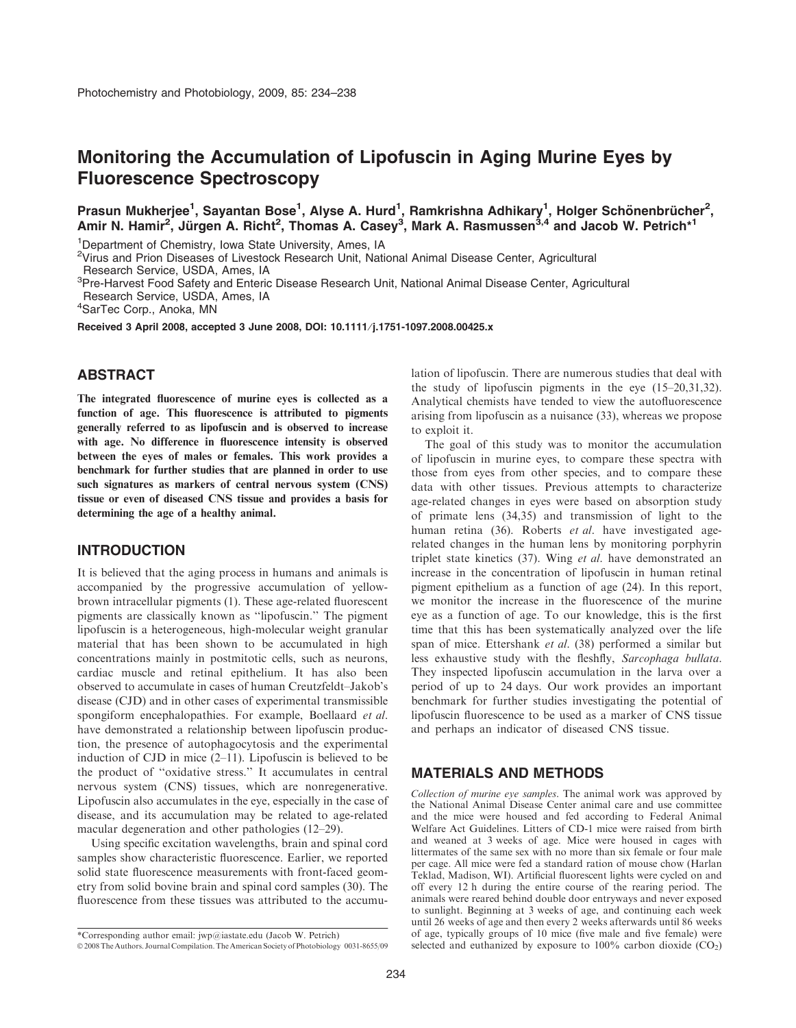# Monitoring the Accumulation of Lipofuscin in Aging Murine Eyes by Fluorescence Spectroscopy

**Prasun Mukherjee[1], Sayantan Bose[1], Alyse A. Hurd[1], Ramkrishna Adhikary[1], Holger Schönenbrücher[2], Amir N. Hamir[2], Jürgen A. Richt[2], Thomas A. Casey[3], Mark A. Rasmussen[3,4] and Jacob W. Petrich*[1]**

[1]Department of Chemistry, Iowa State University, Ames, IA

[2]Virus and Prion Diseases of Livestock Research Unit, National Animal Disease Center, Agricultural Research Service, USDA, Ames, IA

[3]Pre-Harvest Food Safety and Enteric Disease Research Unit, National Animal Disease Center, Agricultural Research Service, USDA, Ames, IA

[4]SarTec Corp., Anoka, MN

**Received 3 April 2008, accepted 3 June 2008, DOI: 10.1111/j.1751-1097.2008.00425.x**

## ABSTRACT

**The integrated fluorescence of murine eyes is collected as a function of age. This fluorescence is attributed to pigments generally referred to as lipofuscin and is observed to increase with age. No difference in fluorescence intensity is observed between the eyes of males or females. This work provides a benchmark for further studies that are planned in order to use such signatures as markers of central nervous system (CNS) tissue or even of diseased CNS tissue and provides a basis for determining the age of a healthy animal.**

## INTRODUCTION

It is believed that the aging process in humans and animals is accompanied by the progressive accumulation of yellow-brown intracellular pigments (1). These age-related fluorescent pigments are classically known as "lipofuscin." The pigment lipofuscin is a heterogeneous, high-molecular weight granular material that has been shown to be accumulated in high concentrations mainly in postmitotic cells, such as neurons, cardiac muscle and retinal epithelium. It has also been observed to accumulate in cases of human Creutzfeldt–Jakob's disease (CJD) and in other cases of experimental transmissible spongiform encephalopathies. For example, Boellaard *et al.* have demonstrated a relationship between lipofuscin production, the presence of autophagocytosis and the experimental induction of CJD in mice (2–11). Lipofuscin is believed to be the product of "oxidative stress." It accumulates in central nervous system (CNS) tissues, which are nonregenerative. Lipofuscin also accumulates in the eye, especially in the case of disease, and its accumulation may be related to age-related macular degeneration and other pathologies (12–29).

Using specific excitation wavelengths, brain and spinal cord samples show characteristic fluorescence. Earlier, we reported solid state fluorescence measurements with front-faced geometry from solid bovine brain and spinal cord samples (30). The fluorescence from these tissues was attributed to the accumulation of lipofuscin. There are numerous studies that deal with the study of lipofuscin pigments in the eye (15–20,31,32). Analytical chemists have tended to view the autofluorescence arising from lipofuscin as a nuisance (33), whereas we propose to exploit it.

The goal of this study was to monitor the accumulation of lipofuscin in murine eyes, to compare these spectra with those from eyes from other species, and to compare these data with other tissues. Previous attempts to characterize age-related changes in eyes were based on absorption study of primate lens (34,35) and transmission of light to the human retina (36). Roberts *et al.* have investigated age-related changes in the human lens by monitoring porphyrin triplet state kinetics (37). Wing *et al.* have demonstrated an increase in the concentration of lipofuscin in human retinal pigment epithelium as a function of age (24). In this report, we monitor the increase in the fluorescence of the murine eye as a function of age. To our knowledge, this is the first time that this has been systematically analyzed over the life span of mice. Ettershank *et al.* (38) performed a similar but less exhaustive study with the fleshfly, *Sarcophaga bullata*. They inspected lipofuscin accumulation in the larva over a period of up to 24 days. Our work provides an important benchmark for further studies investigating the potential of lipofuscin fluorescence to be used as a marker of CNS tissue and perhaps an indicator of diseased CNS tissue.

## MATERIALS AND METHODS

*Collection of murine eye samples.* The animal work was approved by the National Animal Disease Center animal care and use committee and the mice were housed and fed according to Federal Animal Welfare Act Guidelines. Litters of CD-1 mice were raised from birth and weaned at 3 weeks of age. Mice were housed in cages with littermates of the same sex with no more than six female or four male per cage. All mice were fed a standard ration of mouse chow (Harlan Teklad, Madison, WI). Artificial fluorescent lights were cycled on and off every 12 h during the entire course of the rearing period. The animals were reared behind double door entryways and never exposed to sunlight. Beginning at 3 weeks of age, and continuing each week until 26 weeks of age and then every 2 weeks afterwards until 86 weeks of age, typically groups of 10 mice (five male and five female) were selected and euthanized by exposure to 100% carbon dioxide ($CO_2$)

*Corresponding author email: jwp@iastate.edu (Jacob W. Petrich)

© 2008 The Authors. Journal Compilation. The American Society of Photobiology 0031-8655/09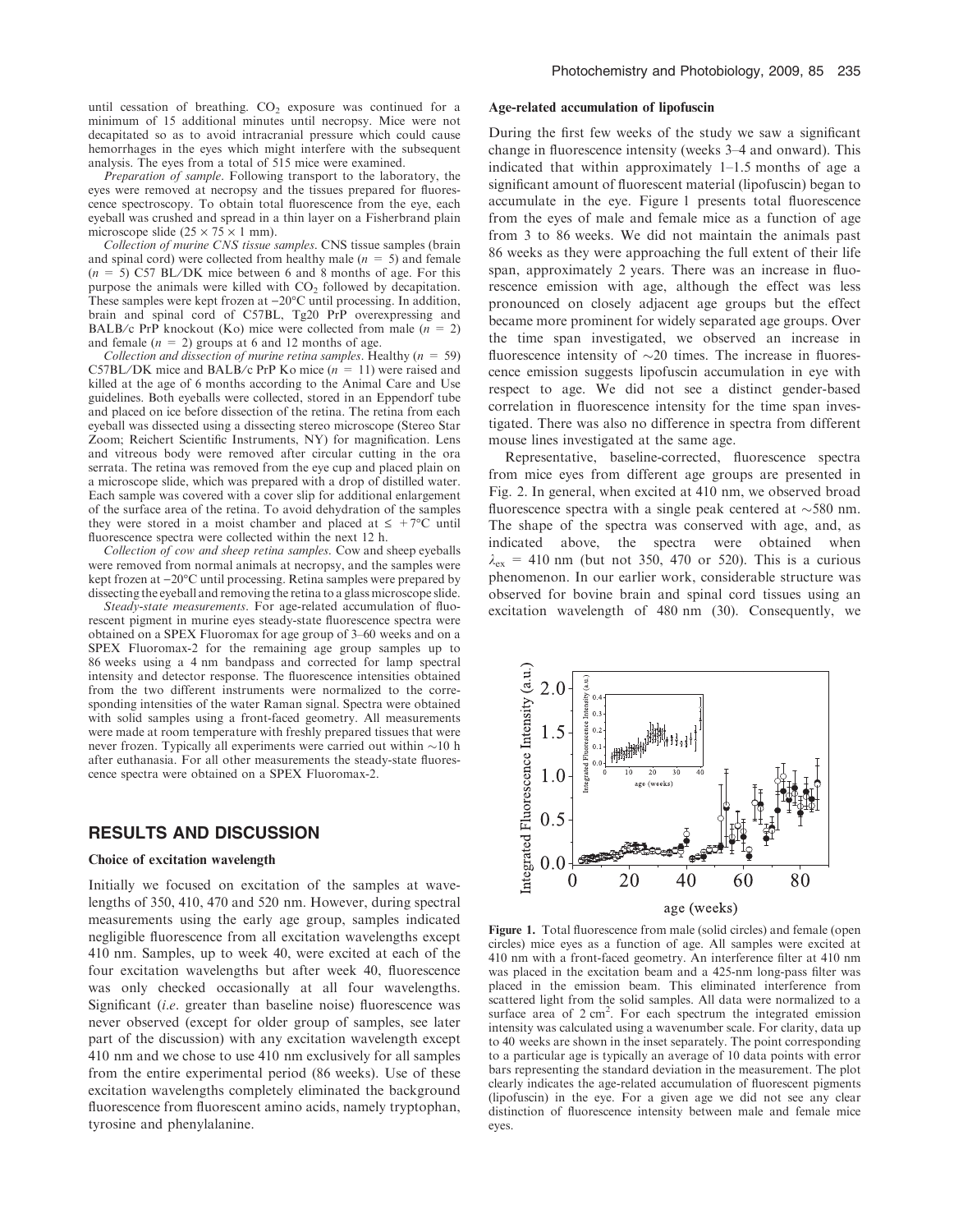until cessation of breathing. $CO_2$ exposure was continued for a minimum of 15 additional minutes until necropsy. Mice were not decapitated so as to avoid intracranial pressure which could cause hemorrhages in the eyes which might interfere with the subsequent analysis. The eyes from a total of 515 mice were examined.

*Preparation of sample.* Following transport to the laboratory, the eyes were removed at necropsy and the tissues prepared for fluorescence spectroscopy. To obtain total fluorescence from the eye, each eyeball was crushed and spread in a thin layer on a Fisherbrand plain microscope slide (25 × 75 × 1 mm).

*Collection of murine CNS tissue samples.* CNS tissue samples (brain and spinal cord) were collected from healthy male ($n$ = 5) and female ($n$ = 5) C57 BL/DK mice between 6 and 8 months of age. For this purpose the animals were killed with $CO_2$ followed by decapitation. These samples were kept frozen at −20°C until processing. In addition, brain and spinal cord of C57BL, Tg20 PrP overexpressing and BALB/c PrP knockout (Ko) mice were collected from male ($n$ = 2) and female ($n$ = 2) groups at 6 and 12 months of age.

*Collection and dissection of murine retina samples.* Healthy ($n$ = 59) C57BL/DK mice and BALB/c PrP Ko mice ($n$ = 11) were raised and killed at the age of 6 months according to the Animal Care and Use guidelines. Both eyeballs were collected, stored in an Eppendorf tube and placed on ice before dissection of the retina. The retina from each eyeball was dissected using a dissecting stereo microscope (Stereo Star Zoom; Reichert Scientific Instruments, NY) for magnification. Lens and vitreous body were removed after circular cutting in the ora serrata. The retina was removed from the eye cup and placed plain on a microscope slide, which was prepared with a drop of distilled water. Each sample was covered with a cover slip for additional enlargement of the surface area of the retina. To avoid dehydration of the samples they were stored in a moist chamber and placed at ≤ +7°C until fluorescence spectra were collected within the next 12 h.

*Collection of cow and sheep retina samples.* Cow and sheep eyeballs were removed from normal animals at necropsy, and the samples were kept frozen at −20°C until processing. Retina samples were prepared by dissecting the eyeball and removing the retina to a glass microscope slide.

*Steady-state measurements.* For age-related accumulation of fluorescent pigment in murine eyes steady-state fluorescence spectra were obtained on a SPEX Fluoromax for age group of 3–60 weeks and on a SPEX Fluoromax-2 for the remaining age group samples up to 86 weeks using a 4 nm bandpass and corrected for lamp spectral intensity and detector response. The fluorescence intensities obtained from the two different instruments were normalized to the corresponding intensities of the water Raman signal. Spectra were obtained with solid samples using a front-faced geometry. All measurements were made at room temperature with freshly prepared tissues that were never frozen. Typically all experiments were carried out within ~10 h after euthanasia. For all other measurements the steady-state fluorescence spectra were obtained on a SPEX Fluoromax-2.

## RESULTS AND DISCUSSION

### Choice of excitation wavelength

Initially we focused on excitation of the samples at wavelengths of 350, 410, 470 and 520 nm. However, during spectral measurements using the early age group, samples indicated negligible fluorescence from all excitation wavelengths except 410 nm. Samples, up to week 40, were excited at each of the four excitation wavelengths but after week 40, fluorescence was only checked occasionally at all four wavelengths. Significant (*i.e.* greater than baseline noise) fluorescence was never observed (except for older group of samples, see later part of the discussion) with any excitation wavelength except 410 nm and we chose to use 410 nm exclusively for all samples from the entire experimental period (86 weeks). Use of these excitation wavelengths completely eliminated the background fluorescence from fluorescent amino acids, namely tryptophan, tyrosine and phenylalanine.

### Age-related accumulation of lipofuscin

During the first few weeks of the study we saw a significant change in fluorescence intensity (weeks 3–4 and onward). This indicated that within approximately 1–1.5 months of age a significant amount of fluorescent material (lipofuscin) began to accumulate in the eye. Figure 1 presents total fluorescence from the eyes of male and female mice as a function of age from 3 to 86 weeks. We did not maintain the animals past 86 weeks as they were approaching the full extent of their life span, approximately 2 years. There was an increase in fluorescence emission with age, although the effect was less pronounced on closely adjacent age groups but the effect became more prominent for widely separated age groups. Over the time span investigated, we observed an increase in fluorescence intensity of ~20 times. The increase in fluorescence emission suggests lipofuscin accumulation in eye with respect to age. We did not see a distinct gender-based correlation in fluorescence intensity for the time span investigated. There was also no difference in spectra from different mouse lines investigated at the same age.

Representative, baseline-corrected, fluorescence spectra from mice eyes from different age groups are presented in Fig. 2. In general, when excited at 410 nm, we observed broad fluorescence spectra with a single peak centered at ~580 nm. The shape of the spectra was conserved with age, and, as indicated above, the spectra were obtained when $\lambda_{ex}$ = 410 nm (but not 350, 470 or 520). This is a curious phenomenon. In our earlier work, considerable structure was observed for bovine brain and spinal cord tissues using an excitation wavelength of 480 nm (30). Consequently, we

**Figure 1.** Total fluorescence from male (solid circles) and female (open circles) mice eyes as a function of age. All samples were excited at 410 nm with a front-faced geometry. An interference filter at 410 nm was placed in the excitation beam and a 425-nm long-pass filter was placed in the emission beam. This eliminated interference from scattered light from the solid samples. All data were normalized to a surface area of 2 cm$^2$. For each spectrum the integrated emission intensity was calculated using a wavenumber scale. For clarity, data up to 40 weeks are shown in the inset separately. The point corresponding to a particular age is typically an average of 10 data points with error bars representing the standard deviation in the measurement. The plot clearly indicates the age-related accumulation of fluorescent pigments (lipofuscin) in the eye. For a given age we did not see any clear distinction of fluorescence intensity between male and female mice eyes.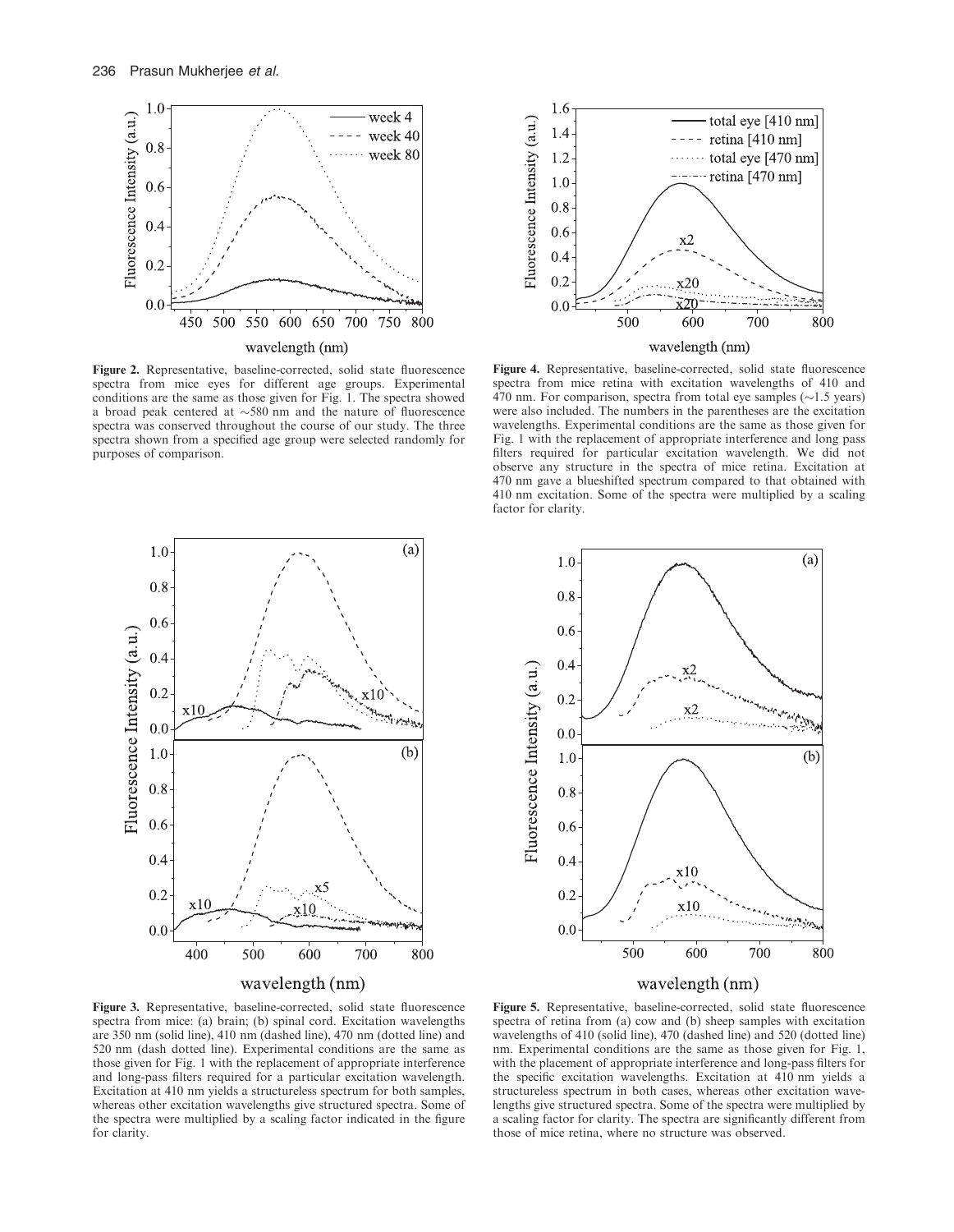**Figure 2.** Representative, baseline-corrected, solid state fluorescence spectra from mice eyes for different age groups. Experimental conditions are the same as those given for Fig. 1. The spectra showed a broad peak centered at ~580 nm and the nature of fluorescence spectra was conserved throughout the course of our study. The three spectra shown from a specified age group were selected randomly for purposes of comparison.

**Figure 4.** Representative, baseline-corrected, solid state fluorescence spectra from mice retina with excitation wavelengths of 410 and 470 nm. For comparison, spectra from total eye samples (~1.5 years) were also included. The numbers in the parentheses are the excitation wavelengths. Experimental conditions are the same as those given for Fig. 1 with the replacement of appropriate interference and long pass filters required for particular excitation wavelength. We did not observe any structure in the spectra of mice retina. Excitation at 470 nm gave a blueshifted spectrum compared to that obtained with 410 nm excitation. Some of the spectra were multiplied by a scaling factor for clarity.

**Figure 3.** Representative, baseline-corrected, solid state fluorescence spectra from mice: (a) brain; (b) spinal cord. Excitation wavelengths are 350 nm (solid line), 410 nm (dashed line), 470 nm (dotted line) and 520 nm (dash dotted line). Experimental conditions are the same as those given for Fig. 1 with the replacement of appropriate interference and long-pass filters required for a particular excitation wavelength. Excitation at 410 nm yields a structureless spectrum for both samples, whereas other excitation wavelengths give structured spectra. Some of the spectra were multiplied by a scaling factor indicated in the figure for clarity.

**Figure 5.** Representative, baseline-corrected, solid state fluorescence spectra of retina from (a) cow and (b) sheep samples with excitation wavelengths of 410 (solid line), 470 (dashed line) and 520 (dotted line) nm. Experimental conditions are the same as those given for Fig. 1, with the placement of appropriate interference and long-pass filters for the specific excitation wavelengths. Excitation at 410 nm yields a structureless spectrum in both cases, whereas other excitation wavelengths give structured spectra. Some of the spectra were multiplied by a scaling factor for clarity. The spectra are significantly different from those of mice retina, where no structure was observed.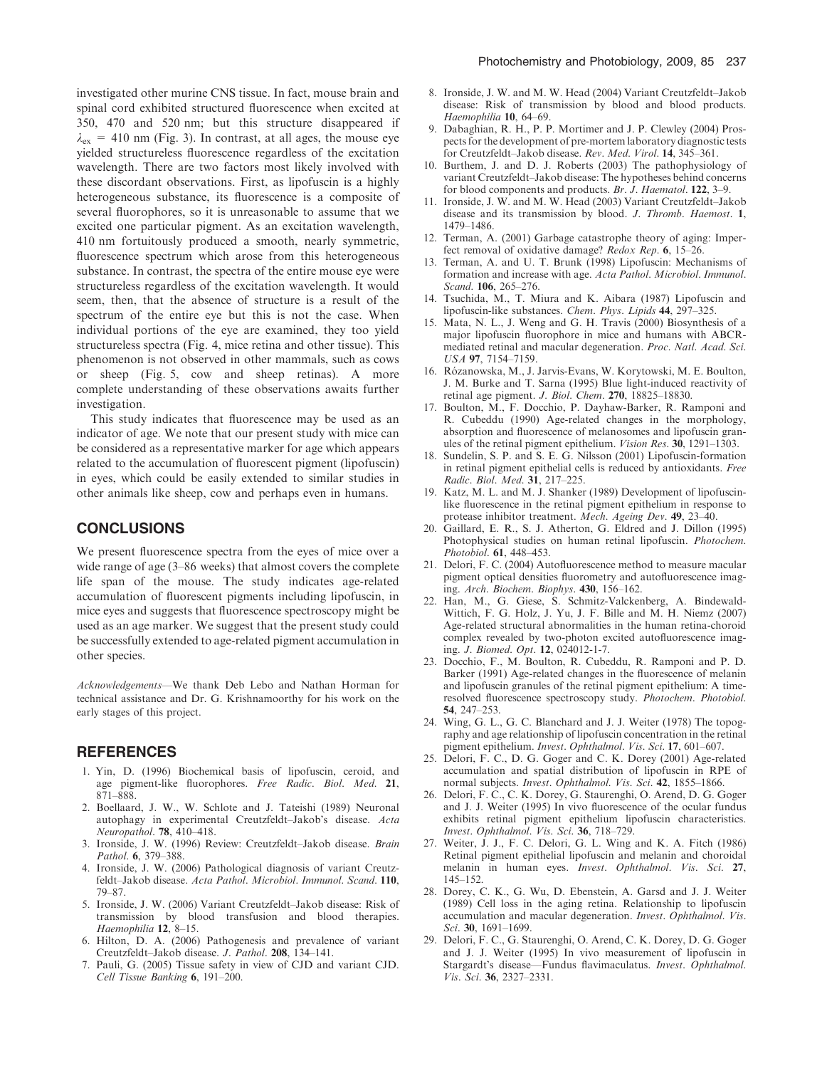investigated other murine CNS tissue. In fact, mouse brain and spinal cord exhibited structured fluorescence when excited at 350, 470 and 520 nm; but this structure disappeared if $\lambda_{ex}$ = 410 nm (Fig. 3). In contrast, at all ages, the mouse eye yielded structureless fluorescence regardless of the excitation wavelength. There are two factors most likely involved with these discordant observations. First, as lipofuscin is a highly heterogeneous substance, its fluorescence is a composite of several fluorophores, so it is unreasonable to assume that we excited one particular pigment. As an excitation wavelength, 410 nm fortuitously produced a smooth, nearly symmetric, fluorescence spectrum which arose from this heterogeneous substance. In contrast, the spectra of the entire mouse eye were structureless regardless of the excitation wavelength. It would seem, then, that the absence of structure is a result of the spectrum of the entire eye but this is not the case. When individual portions of the eye are examined, they too yield structureless spectra (Fig. 4, mice retina and other tissue). This phenomenon is not observed in other mammals, such as cows or sheep (Fig. 5, cow and sheep retinas). A more complete understanding of these observations awaits further investigation.

This study indicates that fluorescence may be used as an indicator of age. We note that our present study with mice can be considered as a representative marker for age which appears related to the accumulation of fluorescent pigment (lipofuscin) in eyes, which could be easily extended to similar studies in other animals like sheep, cow and perhaps even in humans.

## CONCLUSIONS

We present fluorescence spectra from the eyes of mice over a wide range of age (3–86 weeks) that almost covers the complete life span of the mouse. The study indicates age-related accumulation of fluorescent pigments including lipofuscin, in mice eyes and suggests that fluorescence spectroscopy might be used as an age marker. We suggest that the present study could be successfully extended to age-related pigment accumulation in other species.

*Acknowledgements*—We thank Deb Lebo and Nathan Horman for technical assistance and Dr. G. Krishnamoorthy for his work on the early stages of this project.

## REFERENCES

1. Yin, D. (1996) Biochemical basis of lipofuscin, ceroid, and age pigment-like fluorophores. *Free Radic. Biol. Med.* **21**, 871–888.
2. Boellaard, J. W., W. Schlote and J. Tateishi (1989) Neuronal autophagy in experimental Creutzfeldt–Jakob's disease. *Acta Neuropathol.* **78**, 410–418.
3. Ironside, J. W. (1996) Review: Creutzfeldt–Jakob disease. *Brain Pathol.* **6**, 379–388.
4. Ironside, J. W. (2006) Pathological diagnosis of variant Creutzfeldt–Jakob disease. *Acta Pathol. Microbiol. Immunol. Scand.* **110**, 79–87.
5. Ironside, J. W. (2006) Variant Creutzfeldt–Jakob disease: Risk of transmission by blood transfusion and blood therapies. *Haemophilia* **12**, 8–15.
6. Hilton, D. A. (2006) Pathogenesis and prevalence of variant Creutzfeldt–Jakob disease. *J. Pathol.* **208**, 134–141.
7. Pauli, G. (2005) Tissue safety in view of CJD and variant CJD. *Cell Tissue Banking* **6**, 191–200.
8. Ironside, J. W. and M. W. Head (2004) Variant Creutzfeldt–Jakob disease: Risk of transmission by blood and blood products. *Haemophilia* **10**, 64–69.
9. Dabaghian, R. H., P. P. Mortimer and J. P. Clewley (2004) Prospects for the development of pre-mortem laboratory diagnostic tests for Creutzfeldt–Jakob disease. *Rev. Med. Virol.* **14**, 345–361.
10. Burthem, J. and D. J. Roberts (2003) The pathophysiology of variant Creutzfeldt–Jakob disease: The hypotheses behind concerns for blood components and products. *Br. J. Haematol.* **122**, 3–9.
11. Ironside, J. W. and M. W. Head (2003) Variant Creutzfeldt–Jakob disease and its transmission by blood. *J. Thromb. Haemost.* **1**, 1479–1486.
12. Terman, A. (2001) Garbage catastrophe theory of aging: Imperfect removal of oxidative damage? *Redox Rep.* **6**, 15–26.
13. Terman, A. and U. T. Brunk (1998) Lipofuscin: Mechanisms of formation and increase with age. *Acta Pathol. Microbiol. Immunol. Scand.* **106**, 265–276.
14. Tsuchida, M., T. Miura and K. Aibara (1987) Lipofuscin and lipofuscin-like substances. *Chem. Phys. Lipids* **44**, 297–325.
15. Mata, N. L., J. Weng and G. H. Travis (2000) Biosynthesis of a major lipofuscin fluorophore in mice and humans with ABCR-mediated retinal and macular degeneration. *Proc. Natl. Acad. Sci. USA* **97**, 7154–7159.
16. Rózanowska, M., J. Jarvis-Evans, W. Korytowski, M. E. Boulton, J. M. Burke and T. Sarna (1995) Blue light-induced reactivity of retinal age pigment. *J. Biol. Chem.* **270**, 18825–18830.
17. Boulton, M., F. Docchio, P. Dayhaw-Barker, R. Ramponi and R. Cubeddu (1990) Age-related changes in the morphology, absorption and fluorescence of melanosomes and lipofuscin granules of the retinal pigment epithelium. *Vision Res.* **30**, 1291–1303.
18. Sundelin, S. P. and S. E. G. Nilsson (2001) Lipofuscin-formation in retinal pigment epithelial cells is reduced by antioxidants. *Free Radic. Biol. Med.* **31**, 217–225.
19. Katz, M. L. and M. J. Shanker (1989) Development of lipofuscin-like fluorescence in the retinal pigment epithelium in response to protease inhibitor treatment. *Mech. Ageing Dev.* **49**, 23–40.
20. Gaillard, E. R., S. J. Atherton, G. Eldred and J. Dillon (1995) Photophysical studies on human retinal lipofuscin. *Photochem. Photobiol.* **61**, 448–453.
21. Delori, F. C. (2004) Autofluorescence method to measure macular pigment optical densities fluorometry and autofluorescence imaging. *Arch. Biochem. Biophys.* **430**, 156–162.
22. Han, M., G. Giese, S. Schmitz-Valckenberg, A. Bindewald-Wittich, F. G. Holz, J. Yu, J. F. Bille and M. H. Niemz (2007) Age-related structural abnormalities in the human retina-choroid complex revealed by two-photon excited autofluorescence imaging. *J. Biomed. Opt.* **12**, 024012-1-7.
23. Docchio, F., M. Boulton, R. Cubeddu, R. Ramponi and P. D. Barker (1991) Age-related changes in the fluorescence of melanin and lipofuscin granules of the retinal pigment epithelium: A time-resolved fluorescence spectroscopy study. *Photochem. Photobiol.* **54**, 247–253.
24. Wing, G. L., G. C. Blanchard and J. J. Weiter (1978) The topography and age relationship of lipofuscin concentration in the retinal pigment epithelium. *Invest. Ophthalmol. Vis. Sci.* **17**, 601–607.
25. Delori, F. C., D. G. Goger and C. K. Dorey (2001) Age-related accumulation and spatial distribution of lipofuscin in RPE of normal subjects. *Invest. Ophthalmol. Vis. Sci.* **42**, 1855–1866.
26. Delori, F. C., C. K. Dorey, G. Staurenghi, O. Arend, D. G. Goger and J. J. Weiter (1995) In vivo fluorescence of the ocular fundus exhibits retinal pigment epithelium lipofuscin characteristics. *Invest. Ophthalmol. Vis. Sci.* **36**, 718–729.
27. Weiter, J. J., F. C. Delori, G. L. Wing and K. A. Fitch (1986) Retinal pigment epithelial lipofuscin and melanin and choroidal melanin in human eyes. *Invest. Ophthalmol. Vis. Sci.* **27**, 145–152.
28. Dorey, C. K., G. Wu, D. Ebenstein, A. Garsd and J. J. Weiter (1989) Cell loss in the aging retina. Relationship to lipofuscin accumulation and macular degeneration. *Invest. Ophthalmol. Vis. Sci.* **30**, 1691–1699.
29. Delori, F. C., G. Staurenghi, O. Arend, C. K. Dorey, D. G. Goger and J. J. Weiter (1995) In vivo measurement of lipofuscin in Stargardt's disease—Fundus flavimaculatus. *Invest. Ophthalmol. Vis. Sci.* **36**, 2327–2331.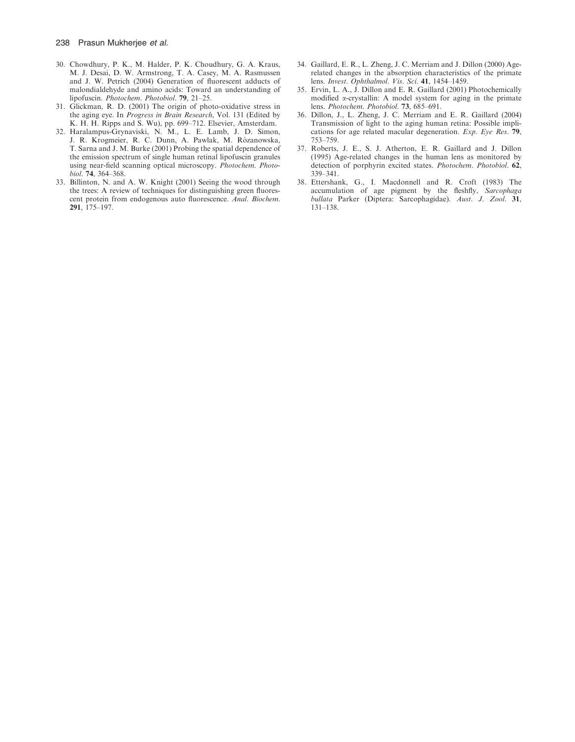30. Chowdhury, P. K., M. Halder, P. K. Choudhury, G. A. Kraus, M. J. Desai, D. W. Armstrong, T. A. Casey, M. A. Rasmussen and J. W. Petrich (2004) Generation of fluorescent adducts of malondialdehyde and amino acids: Toward an understanding of lipofuscin. *Photochem. Photobiol.* **79**, 21–25.
31. Glickman, R. D. (2001) The origin of photo-oxidative stress in the aging eye. In *Progress in Brain Research*, Vol. 131 (Edited by K. H. H. Ripps and S. Wu), pp. 699–712. Elsevier, Amsterdam.
32. Haralampus-Grynaviski, N. M., L. E. Lamb, J. D. Simon, J. R. Krogmeier, R. C. Dunn, A. Pawlak, M. Rózanowska, T. Sarna and J. M. Burke (2001) Probing the spatial dependence of the emission spectrum of single human retinal lipofuscin granules using near-field scanning optical microscopy. *Photochem. Photobiol.* **74**, 364–368.
33. Billinton, N. and A. W. Knight (2001) Seeing the wood through the trees: A review of techniques for distinguishing green fluorescent protein from endogenous auto fluorescence. *Anal. Biochem.* **291**, 175–197.
34. Gaillard, E. R., L. Zheng, J. C. Merriam and J. Dillon (2000) Age-related changes in the absorption characteristics of the primate lens. *Invest. Ophthalmol. Vis. Sci.* **41**, 1454–1459.
35. Ervin, L. A., J. Dillon and E. R. Gaillard (2001) Photochemically modified α-crystallin: A model system for aging in the primate lens. *Photochem. Photobiol.* **73**, 685–691.
36. Dillon, J., L. Zheng, J. C. Merriam and E. R. Gaillard (2004) Transmission of light to the aging human retina: Possible implications for age related macular degeneration. *Exp. Eye Res.* **79**, 753–759.
37. Roberts, J. E., S. J. Atherton, E. R. Gaillard and J. Dillon (1995) Age-related changes in the human lens as monitored by detection of porphyrin excited states. *Photochem. Photobiol.* **62**, 339–341.
38. Ettershank, G., I. Macdonnell and R. Croft (1983) The accumulation of age pigment by the fleshfly, *Sarcophaga bullata* Parker (Diptera: Sarcophagidae). *Aust. J. Zool.* **31**, 131–138.